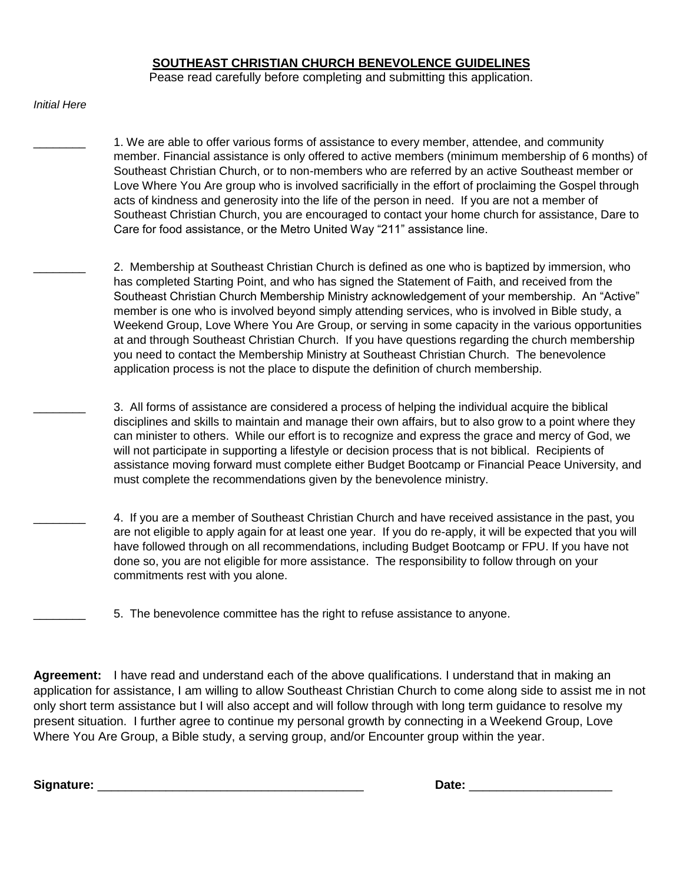# SOUTHEAST CHRISTIAN CHURCH BENEVOLENCE GUIDELINES

Pease read carefully before completing and submitting this application.

*Initial Here*

________ 1. We are able to offer various forms of assistance to every member, attendee, and community member. Financial assistance is only offered to active members (minimum membership of 6 months) of Southeast Christian Church, or to non-members who are referred by an active Southeast member or Love Where You Are group who is involved sacrificially in the effort of proclaiming the Gospel through acts of kindness and generosity into the life of the person in need. If you are not a member of Southeast Christian Church, you are encouraged to contact your home church for assistance, Dare to Care for food assistance, or the Metro United Way "211" assistance line.

________ 2. Membership at Southeast Christian Church is defined as one who is baptized by immersion, who has completed Starting Point, and who has signed the Statement of Faith, and received from the Southeast Christian Church Membership Ministry acknowledgement of your membership. An "Active" member is one who is involved beyond simply attending services, who is involved in Bible study, a Weekend Group, Love Where You Are Group, or serving in some capacity in the various opportunities at and through Southeast Christian Church. If you have questions regarding the church membership you need to contact the Membership Ministry at Southeast Christian Church. The benevolence application process is not the place to dispute the definition of church membership.

________ 3. All forms of assistance are considered a process of helping the individual acquire the biblical disciplines and skills to maintain and manage their own affairs, but to also grow to a point where they can minister to others. While our effort is to recognize and express the grace and mercy of God, we will not participate in supporting a lifestyle or decision process that is not biblical. Recipients of assistance moving forward must complete either Budget Bootcamp or Financial Peace University, and must complete the recommendations given by the benevolence ministry.

________ 4. If you are a member of Southeast Christian Church and have received assistance in the past, you are not eligible to apply again for at least one year. If you do re-apply, it will be expected that you will have followed through on all recommendations, including Budget Bootcamp or FPU. If you have not done so, you are not eligible for more assistance. The responsibility to follow through on your commitments rest with you alone.

________ 5. The benevolence committee has the right to refuse assistance to anyone.

**Agreement:** I have read and understand each of the above qualifications. I understand that in making an application for assistance, I am willing to allow Southeast Christian Church to come along side to assist me in not only short term assistance but I will also accept and will follow through with long term guidance to resolve my present situation. I further agree to continue my personal growth by connecting in a Weekend Group, Love Where You Are Group, a Bible study, a serving group, and/or Encounter group within the year.

**Signature:** ________________________________________ **Date:** _____________________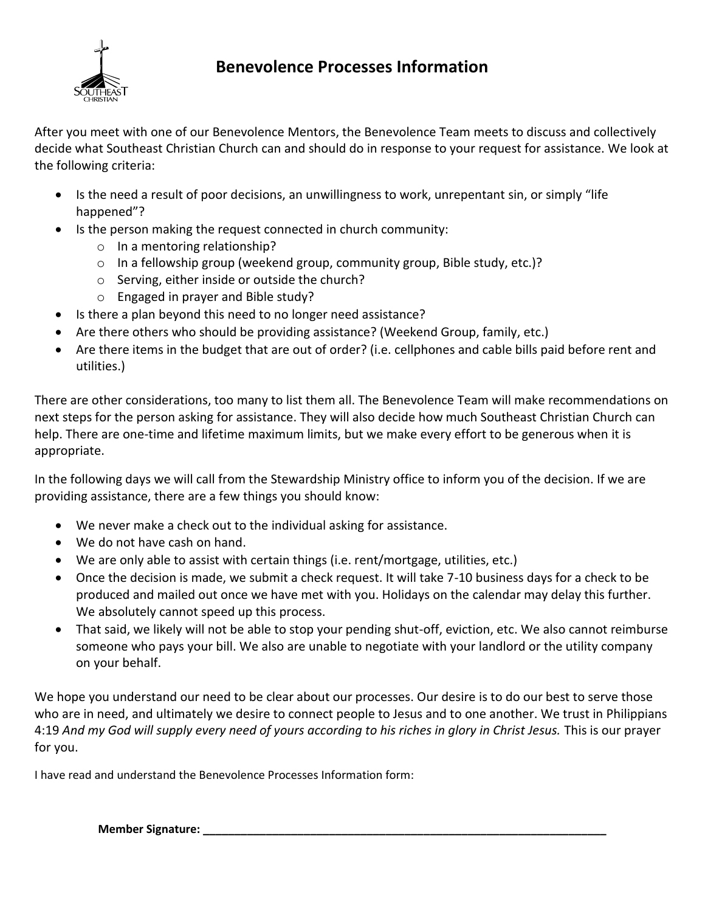# Benevolence Processes Information

After you meet with one of our Benevolence Mentors, the Benevolence Team meets to discuss and collectively decide what Southeast Christian Church can and should do in response to your request for assistance. We look at the following criteria:

- Is the need a result of poor decisions, an unwillingness to work, unrepentant sin, or simply "life happened"?
- Is the person making the request connected in church community:
  - In a mentoring relationship?
  - In a fellowship group (weekend group, community group, Bible study, etc.)?
  - Serving, either inside or outside the church?
  - Engaged in prayer and Bible study?
- Is there a plan beyond this need to no longer need assistance?
- Are there others who should be providing assistance? (Weekend Group, family, etc.)
- Are there items in the budget that are out of order? (i.e. cellphones and cable bills paid before rent and utilities.)

There are other considerations, too many to list them all. The Benevolence Team will make recommendations on next steps for the person asking for assistance. They will also decide how much Southeast Christian Church can help. There are one-time and lifetime maximum limits, but we make every effort to be generous when it is appropriate.

In the following days we will call from the Stewardship Ministry office to inform you of the decision. If we are providing assistance, there are a few things you should know:

- We never make a check out to the individual asking for assistance.
- We do not have cash on hand.
- We are only able to assist with certain things (i.e. rent/mortgage, utilities, etc.)
- Once the decision is made, we submit a check request. It will take 7-10 business days for a check to be produced and mailed out once we have met with you. Holidays on the calendar may delay this further. We absolutely cannot speed up this process.
- That said, we likely will not be able to stop your pending shut-off, eviction, etc. We also cannot reimburse someone who pays your bill. We also are unable to negotiate with your landlord or the utility company on your behalf.

We hope you understand our need to be clear about our processes. Our desire is to do our best to serve those who are in need, and ultimately we desire to connect people to Jesus and to one another. We trust in Philippians 4:19 *And my God will supply every need of yours according to his riches in glory in Christ Jesus.* This is our prayer for you.

I have read and understand the Benevolence Processes Information form:

**Member Signature: ____________________________________________________________**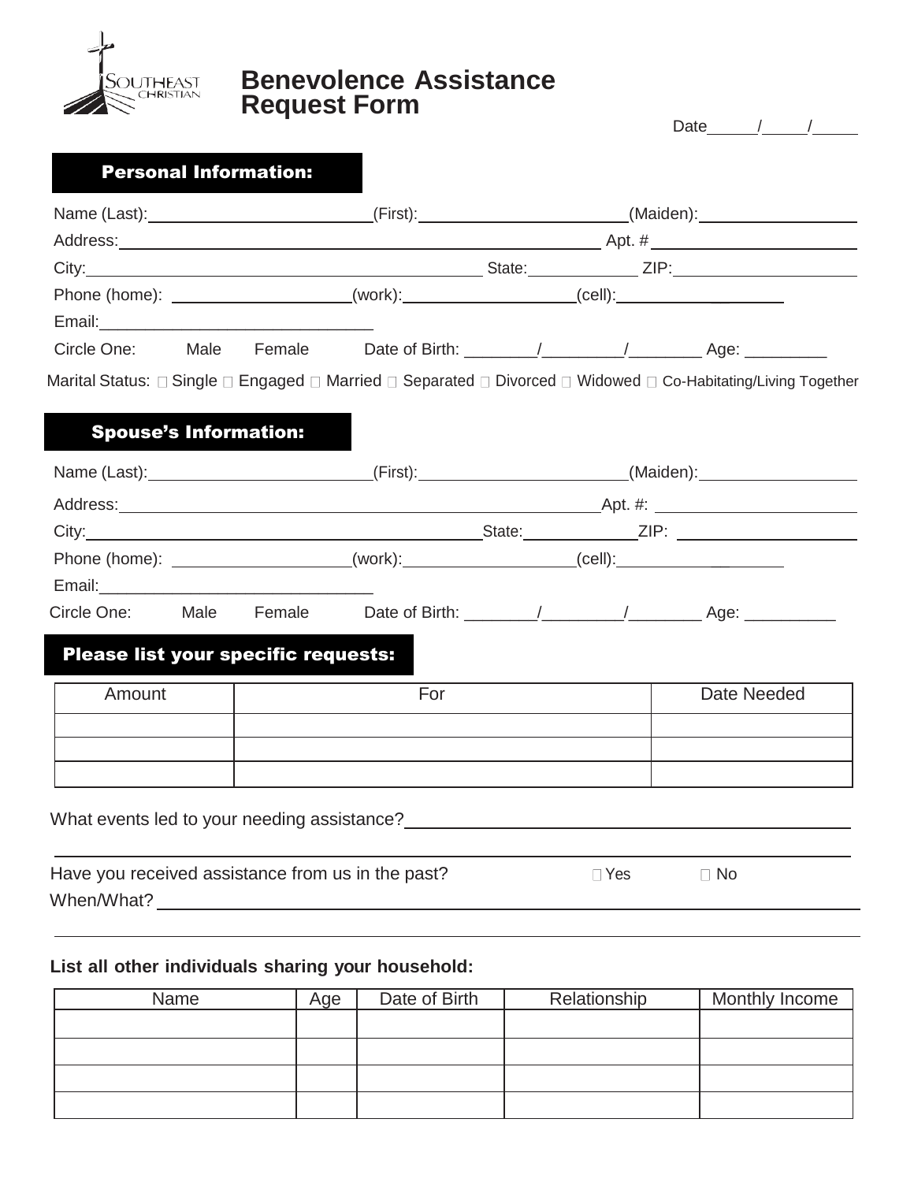SOUTHEAST CHRISTIAN

# Benevolence Assistance Request Form

Date\_\_\_\_\_/\_\_\_\_\_/\_\_\_\_\_

## Personal Information:

Name (Last):\_\_\_\_\_\_\_\_\_\_\_\_\_\_\_\_\_\_\_\_\_\_\_\_ (First):\_\_\_\_\_\_\_\_\_\_\_\_\_\_\_\_\_\_\_\_\_\_\_\_ (Maiden):\_\_\_\_\_\_\_\_\_\_\_\_\_\_\_\_\_\_

Address:\_\_\_\_\_\_\_\_\_\_\_\_\_\_\_\_\_\_\_\_\_\_\_\_\_\_\_\_\_\_\_\_\_\_\_\_\_\_\_\_\_\_\_\_\_\_\_\_\_\_ Apt. #\_\_\_\_\_\_\_\_\_\_\_\_\_\_\_\_\_\_\_\_\_\_

City:\_\_\_\_\_\_\_\_\_\_\_\_\_\_\_\_\_\_\_\_\_\_\_\_\_\_\_\_\_\_\_\_\_\_\_\_\_\_\_\_\_\_\_\_ State:\_\_\_\_\_\_\_\_\_\_\_\_\_ ZIP:\_\_\_\_\_\_\_\_\_\_\_\_\_\_\_\_\_\_\_\_\_\_

Phone (home): \_\_\_\_\_\_\_\_\_\_\_\_\_\_\_\_\_\_\_\_ (work):\_\_\_\_\_\_\_\_\_\_\_\_\_\_\_\_\_\_\_\_ (cell):\_\_\_\_\_\_\_\_\_\_\_\_\_\_\_\_\_\_\_\_

Email:\_\_\_\_\_\_\_\_\_\_\_\_\_\_\_\_\_\_\_\_\_\_\_\_\_\_\_\_\_\_\_

Circle One: Male Female Date of Birth: \_\_\_\_\_\_\_\_/\_\_\_\_\_\_\_\_\_/\_\_\_\_\_\_\_\_ Age: \_\_\_\_\_\_\_\_\_

Marital Status: ☐ Single ☐ Engaged ☐ Married ☐ Separated ☐ Divorced ☐ Widowed ☐ Co-Habitating/Living Together

## Spouse's Information:

Name (Last):\_\_\_\_\_\_\_\_\_\_\_\_\_\_\_\_\_\_\_\_\_\_\_\_ (First):\_\_\_\_\_\_\_\_\_\_\_\_\_\_\_\_\_\_\_\_\_\_\_\_ (Maiden):\_\_\_\_\_\_\_\_\_\_\_\_\_\_\_\_\_\_

Address:\_\_\_\_\_\_\_\_\_\_\_\_\_\_\_\_\_\_\_\_\_\_\_\_\_\_\_\_\_\_\_\_\_\_\_\_\_\_\_\_\_\_\_\_\_\_\_\_\_\_ Apt. #: \_\_\_\_\_\_\_\_\_\_\_\_\_\_\_\_\_\_\_\_\_\_

City:\_\_\_\_\_\_\_\_\_\_\_\_\_\_\_\_\_\_\_\_\_\_\_\_\_\_\_\_\_\_\_\_\_\_\_\_\_\_\_\_\_\_\_\_ State:\_\_\_\_\_\_\_\_\_\_\_\_\_ ZIP: \_\_\_\_\_\_\_\_\_\_\_\_\_\_\_\_\_\_\_\_\_\_

Phone (home): \_\_\_\_\_\_\_\_\_\_\_\_\_\_\_\_\_\_\_\_ (work):\_\_\_\_\_\_\_\_\_\_\_\_\_\_\_\_\_\_\_\_ (cell):\_\_\_\_\_\_\_\_\_\_\_\_\_\_\_\_\_\_\_\_

Email:\_\_\_\_\_\_\_\_\_\_\_\_\_\_\_\_\_\_\_\_\_\_\_\_\_\_\_\_\_\_\_

Circle One: Male Female Date of Birth: \_\_\_\_\_\_\_\_/\_\_\_\_\_\_\_\_\_/\_\_\_\_\_\_\_\_ Age: \_\_\_\_\_\_\_\_\_\_

## Please list your specific requests:

| Amount | For | Date Needed |
|---|---|---|
| | | |
| | | |
| | | |

What events led to your needing assistance?\_\_\_\_\_\_\_\_\_\_\_\_\_\_\_\_\_\_\_\_\_\_\_\_\_\_\_\_\_\_\_\_\_\_\_\_\_\_\_\_\_\_\_\_\_

\_\_\_\_\_\_\_\_\_\_\_\_\_\_\_\_\_\_\_\_\_\_\_\_\_\_\_\_\_\_\_\_\_\_\_\_\_\_\_\_\_\_\_\_\_\_\_\_\_\_\_\_\_\_\_\_\_\_\_\_\_\_\_\_\_\_\_\_\_\_\_\_\_\_\_\_\_\_\_\_\_\_\_\_\_

Have you received assistance from us in the past? ☐ Yes ☐ No

When/What?\_\_\_\_\_\_\_\_\_\_\_\_\_\_\_\_\_\_\_\_\_\_\_\_\_\_\_\_\_\_\_\_\_\_\_\_\_\_\_\_\_\_\_\_\_\_\_\_\_\_\_\_\_\_\_\_\_\_\_\_\_\_\_\_\_\_\_\_\_\_\_\_\_\_\_\_\_

\_\_\_\_\_\_\_\_\_\_\_\_\_\_\_\_\_\_\_\_\_\_\_\_\_\_\_\_\_\_\_\_\_\_\_\_\_\_\_\_\_\_\_\_\_\_\_\_\_\_\_\_\_\_\_\_\_\_\_\_\_\_\_\_\_\_\_\_\_\_\_\_\_\_\_\_\_\_\_\_\_\_\_\_\_

**List all other individuals sharing your household:**

| Name | Age | Date of Birth | Relationship | Monthly Income |
|---|---|---|---|---|
| | | | | |
| | | | | |
| | | | | |
| | | | | |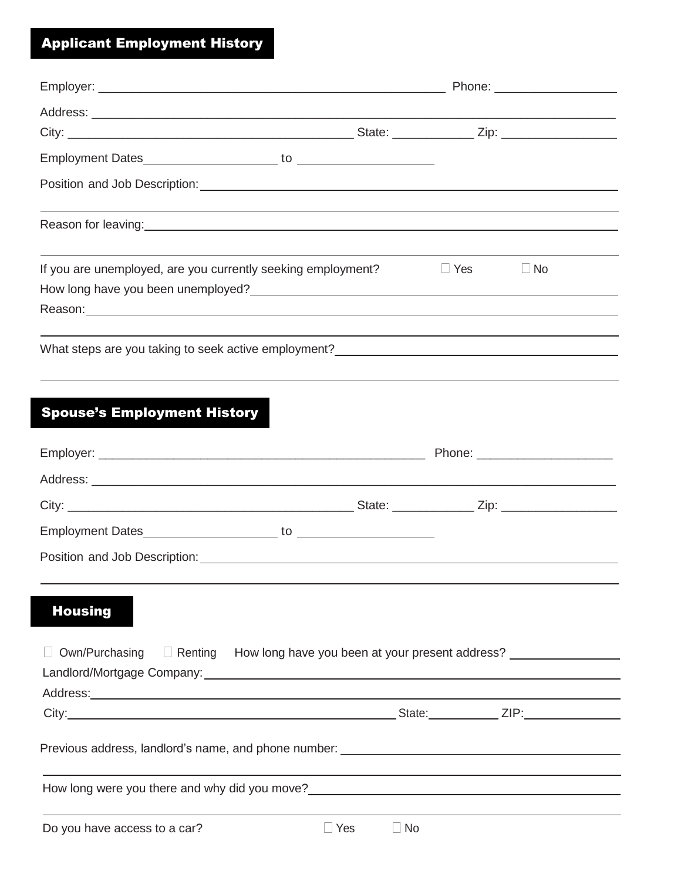## Applicant Employment History

Employer: ______________________________ Phone: ________________

Address: ______________________________________________

City: ______________________________ State: ____________ Zip: ________________

Employment Dates ____________________ to ____________________

Position and Job Description: ______________________________________________

______________________________________________

Reason for leaving: ______________________________________________

______________________________________________

If you are unemployed, are you currently seeking employment? ☐ Yes ☐ No

How long have you been unemployed? ______________________________________________

Reason: ______________________________________________

______________________________________________

What steps are you taking to seek active employment? ______________________________

______________________________________________

## Spouse's Employment History

Employer: ______________________________ Phone: ________________

Address: ______________________________________________

City: ______________________________ State: ____________ Zip: ________________

Employment Dates ____________________ to ____________________

Position and Job Description: ______________________________________________

______________________________________________

## Housing

☐ Own/Purchasing ☐ Renting How long have you been at your present address? ________________

Landlord/Mortgage Company: ______________________________________________

Address: ______________________________________________

City: ______________________________ State: ____________ ZIP: ________________

Previous address, landlord's name, and phone number: ______________________________

______________________________________________

How long were you there and why did you move? ______________________________

______________________________________________

Do you have access to a car? ☐ Yes ☐ No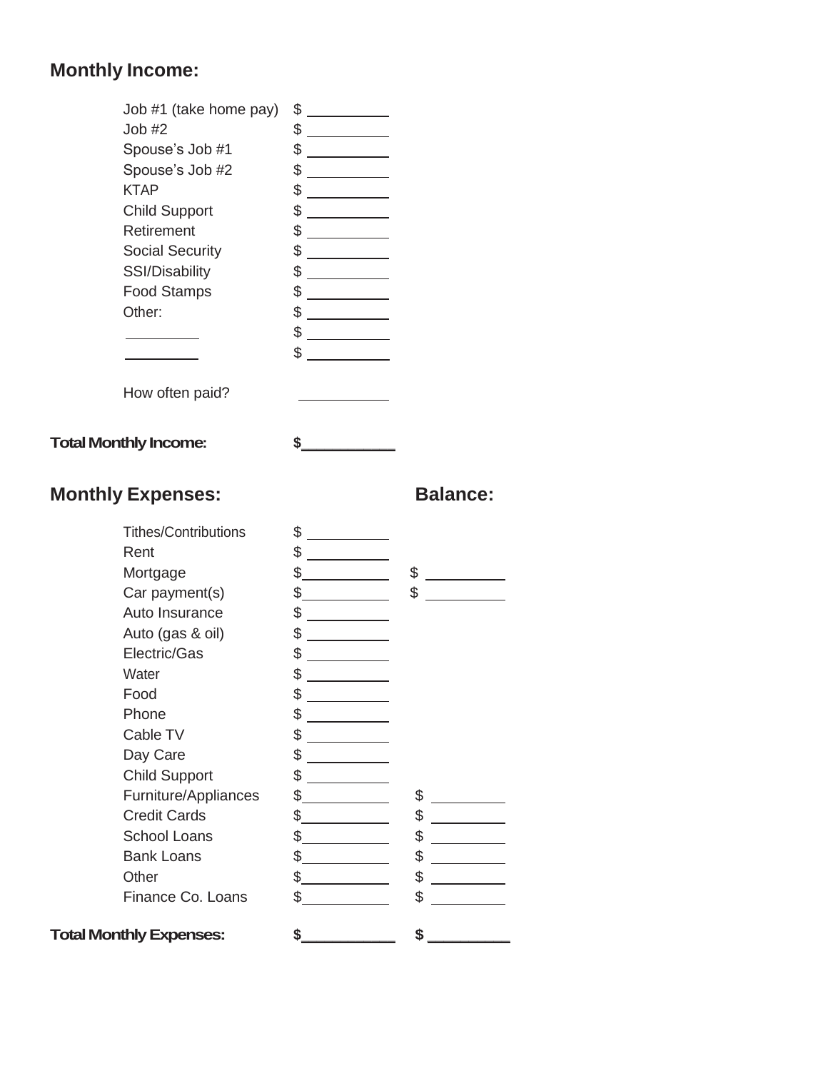## Monthly Income:

| | |
|---|---|
| Job #1 (take home pay) | $ ________ |
| Job #2 | $ ________ |
| Spouse's Job #1 | $ ________ |
| Spouse's Job #2 | $ ________ |
| KTAP | $ ________ |
| Child Support | $ ________ |
| Retirement | $ ________ |
| Social Security | $ ________ |
| SSI/Disability | $ ________ |
| Food Stamps | $ ________ |
| Other: | $ ________ |
| ________ | $ ________ |
| ________ | $ ________ |
| How often paid? | ________ |

**Total Monthly Income:** $________

## Monthly Expenses:

| | | Balance: |
|---|---|---|
| Tithes/Contributions | $ ________ | |
| Rent | $ ________ | |
| Mortgage | $ ________ | $ ________ |
| Car payment(s) | $ ________ | $ ________ |
| Auto Insurance | $ ________ | |
| Auto (gas & oil) | $ ________ | |
| Electric/Gas | $ ________ | |
| Water | $ ________ | |
| Food | $ ________ | |
| Phone | $ ________ | |
| Cable TV | $ ________ | |
| Day Care | $ ________ | |
| Child Support | $ ________ | |
| Furniture/Appliances | $ ________ | $ ________ |
| Credit Cards | $ ________ | $ ________ |
| School Loans | $ ________ | $ ________ |
| Bank Loans | $ ________ | $ ________ |
| Other | $ ________ | $ ________ |
| Finance Co. Loans | $ ________ | $ ________ |
| **Total Monthly Expenses:** | **$ ________** | **$ ________** |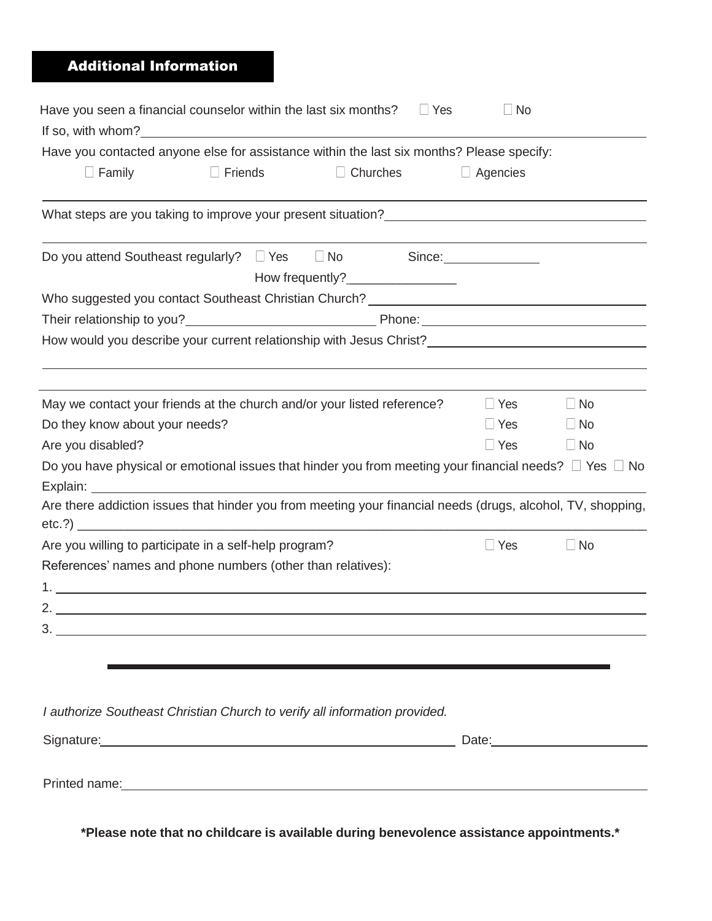## Additional Information

Have you seen a financial counselor within the last six months? ☐ Yes ☐ No

If so, with whom? ____________________

Have you contacted anyone else for assistance within the last six months? Please specify:

☐ Family ☐ Friends ☐ Churches ☐ Agencies

____________________

What steps are you taking to improve your present situation? ____________________

____________________

Do you attend Southeast regularly? ☐ Yes ☐ No Since: __________

How frequently? __________

Who suggested you contact Southeast Christian Church? ____________________

Their relationship to you? __________ Phone: __________

How would you describe your current relationship with Jesus Christ? ____________________

____________________

____________________

May we contact your friends at the church and/or your listed reference? ☐ Yes ☐ No

Do they know about your needs? ☐ Yes ☐ No

Are you disabled? ☐ Yes ☐ No

Do you have physical or emotional issues that hinder you from meeting your financial needs? ☐ Yes ☐ No

Explain: ____________________

Are there addiction issues that hinder you from meeting your financial needs (drugs, alcohol, TV, shopping, etc.?) ____________________

Are you willing to participate in a self-help program? ☐ Yes ☐ No

References' names and phone numbers (other than relatives):

1. ____________________
2. ____________________
3. ____________________

---

*I authorize Southeast Christian Church to verify all information provided.*

Signature: ____________________ Date: __________

Printed name: ____________________

**\*Please note that no childcare is available during benevolence assistance appointments.\***